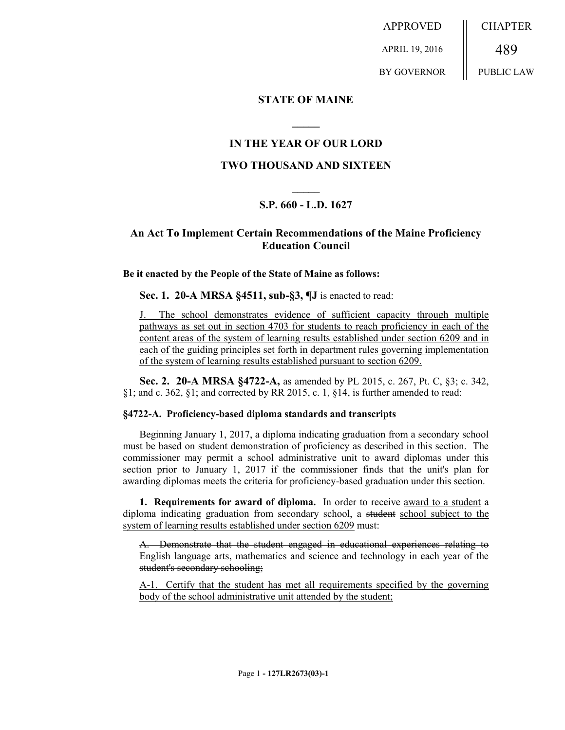APPROVED APRIL 19, 2016 BY GOVERNOR

CHAPTER 489 PUBLIC LAW

**STATE OF MAINE**

**IN THE YEAR OF OUR LORD**

**TWO THOUSAND AND SIXTEEN**

**S.P. 660 - L.D. 1627**

## An Act To Implement Certain Recommendations of the Maine Proficiency Education Council

**Be it enacted by the People of the State of Maine as follows:**

**Sec. 1. 20-A MRSA §4511, sub-§3, ¶J** is enacted to read:

J. The school demonstrates evidence of sufficient capacity through multiple pathways as set out in section 4703 for students to reach proficiency in each of the content areas of the system of learning results established under section 6209 and in each of the guiding principles set forth in department rules governing implementation of the system of learning results established pursuant to section 6209.

**Sec. 2. 20-A MRSA §4722-A,** as amended by PL 2015, c. 267, Pt. C, §3; c. 342, §1; and c. 362, §1; and corrected by RR 2015, c. 1, §14, is further amended to read:

**§4722-A. Proficiency-based diploma standards and transcripts**

Beginning January 1, 2017, a diploma indicating graduation from a secondary school must be based on student demonstration of proficiency as described in this section. The commissioner may permit a school administrative unit to award diplomas under this section prior to January 1, 2017 if the commissioner finds that the unit's plan for awarding diplomas meets the criteria for proficiency-based graduation under this section.

**1. Requirements for award of diploma.** In order to ~~receive~~ award to a student a diploma indicating graduation from secondary school, a ~~student~~ school subject to the system of learning results established under section 6209 must:

~~A. Demonstrate that the student engaged in educational experiences relating to English language arts, mathematics and science and technology in each year of the student's secondary schooling;~~

A-1. Certify that the student has met all requirements specified by the governing body of the school administrative unit attended by the student;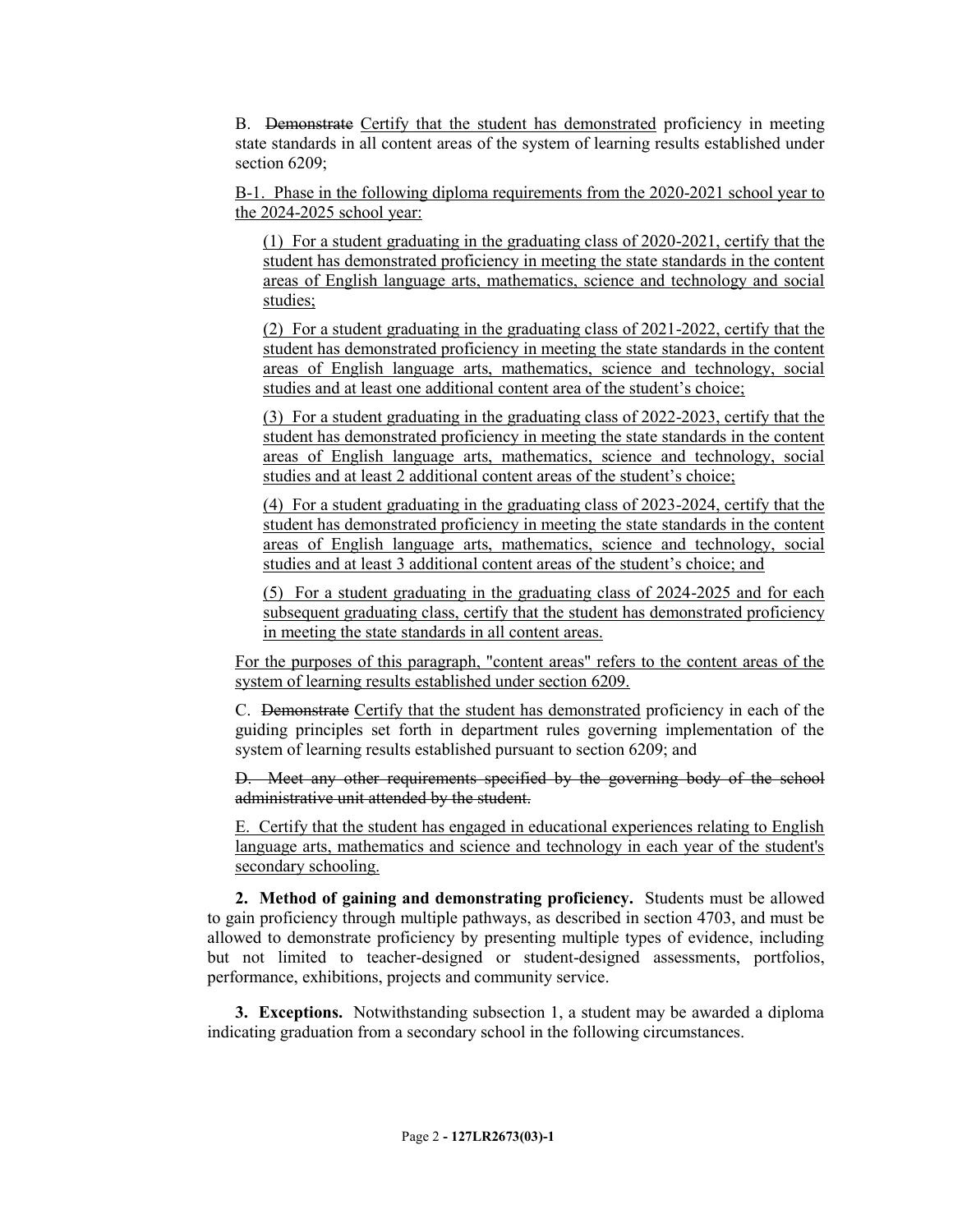B. ~~Demonstrate~~ <u>Certify that the student has demonstrated</u> proficiency in meeting state standards in all content areas of the system of learning results established under section 6209;

<u>B-1. Phase in the following diploma requirements from the 2020-2021 school year to the 2024-2025 school year:</u>

<u>(1) For a student graduating in the graduating class of 2020-2021, certify that the student has demonstrated proficiency in meeting the state standards in the content areas of English language arts, mathematics, science and technology and social studies;</u>

<u>(2) For a student graduating in the graduating class of 2021-2022, certify that the student has demonstrated proficiency in meeting the state standards in the content areas of English language arts, mathematics, science and technology, social studies and at least one additional content area of the student's choice;</u>

<u>(3) For a student graduating in the graduating class of 2022-2023, certify that the student has demonstrated proficiency in meeting the state standards in the content areas of English language arts, mathematics, science and technology, social studies and at least 2 additional content areas of the student's choice;</u>

<u>(4) For a student graduating in the graduating class of 2023-2024, certify that the student has demonstrated proficiency in meeting the state standards in the content areas of English language arts, mathematics, science and technology, social studies and at least 3 additional content areas of the student's choice; and</u>

<u>(5) For a student graduating in the graduating class of 2024-2025 and for each subsequent graduating class, certify that the student has demonstrated proficiency in meeting the state standards in all content areas.</u>

<u>For the purposes of this paragraph, "content areas" refers to the content areas of the system of learning results established under section 6209.</u>

C. ~~Demonstrate~~ <u>Certify that the student has demonstrated</u> proficiency in each of the guiding principles set forth in department rules governing implementation of the system of learning results established pursuant to section 6209; and

~~D. Meet any other requirements specified by the governing body of the school administrative unit attended by the student.~~

<u>E. Certify that the student has engaged in educational experiences relating to English language arts, mathematics and science and technology in each year of the student's secondary schooling.</u>

**2. Method of gaining and demonstrating proficiency.** Students must be allowed to gain proficiency through multiple pathways, as described in section 4703, and must be allowed to demonstrate proficiency by presenting multiple types of evidence, including but not limited to teacher-designed or student-designed assessments, portfolios, performance, exhibitions, projects and community service.

**3. Exceptions.** Notwithstanding subsection 1, a student may be awarded a diploma indicating graduation from a secondary school in the following circumstances.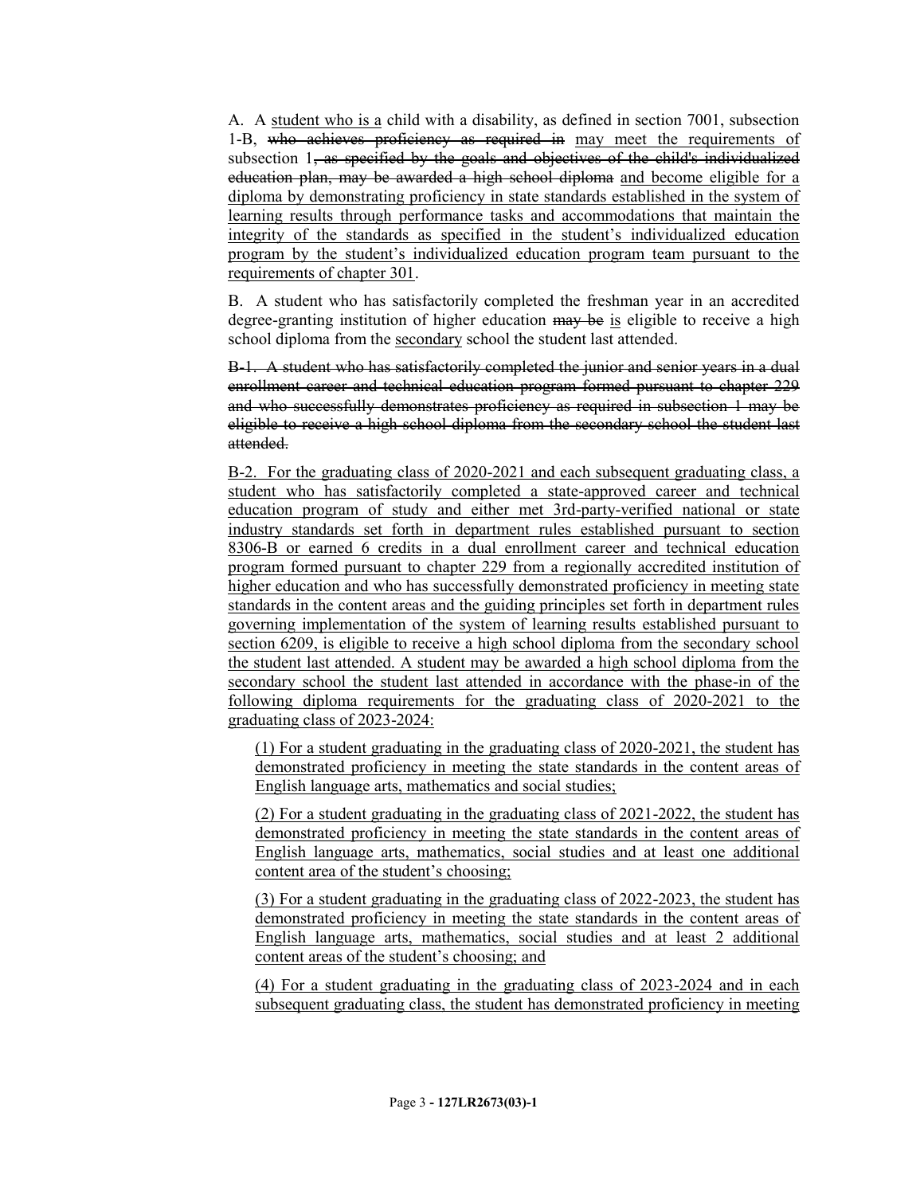A. A student who is a child with a disability, as defined in section 7001, subsection 1-B, ~~who achieves proficiency as required in~~ may meet the requirements of subsection 1~~, as specified by the goals and objectives of the child's individualized education plan, may be awarded a high school diploma~~ and become eligible for a diploma by demonstrating proficiency in state standards established in the system of learning results through performance tasks and accommodations that maintain the integrity of the standards as specified in the student's individualized education program by the student's individualized education program team pursuant to the requirements of chapter 301.

B. A student who has satisfactorily completed the freshman year in an accredited degree-granting institution of higher education ~~may be~~ is eligible to receive a high school diploma from the secondary school the student last attended.

~~B-1. A student who has satisfactorily completed the junior and senior years in a dual enrollment career and technical education program formed pursuant to chapter 229 and who successfully demonstrates proficiency as required in subsection 1 may be eligible to receive a high school diploma from the secondary school the student last attended.~~

B-2. For the graduating class of 2020-2021 and each subsequent graduating class, a student who has satisfactorily completed a state-approved career and technical education program of study and either met 3rd-party-verified national or state industry standards set forth in department rules established pursuant to section 8306-B or earned 6 credits in a dual enrollment career and technical education program formed pursuant to chapter 229 from a regionally accredited institution of higher education and who has successfully demonstrated proficiency in meeting state standards in the content areas and the guiding principles set forth in department rules governing implementation of the system of learning results established pursuant to section 6209, is eligible to receive a high school diploma from the secondary school the student last attended. A student may be awarded a high school diploma from the secondary school the student last attended in accordance with the phase-in of the following diploma requirements for the graduating class of 2020-2021 to the graduating class of 2023-2024:

(1) For a student graduating in the graduating class of 2020-2021, the student has demonstrated proficiency in meeting the state standards in the content areas of English language arts, mathematics and social studies;

(2) For a student graduating in the graduating class of 2021-2022, the student has demonstrated proficiency in meeting the state standards in the content areas of English language arts, mathematics, social studies and at least one additional content area of the student's choosing;

(3) For a student graduating in the graduating class of 2022-2023, the student has demonstrated proficiency in meeting the state standards in the content areas of English language arts, mathematics, social studies and at least 2 additional content areas of the student's choosing; and

(4) For a student graduating in the graduating class of 2023-2024 and in each subsequent graduating class, the student has demonstrated proficiency in meeting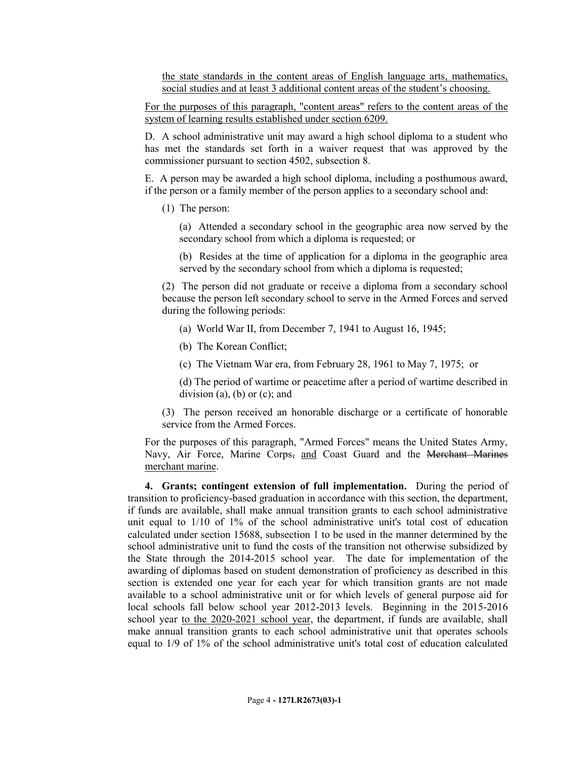the state standards in the content areas of English language arts, mathematics, social studies and at least 3 additional content areas of the student's choosing.

For the purposes of this paragraph, "content areas" refers to the content areas of the system of learning results established under section 6209.

D. A school administrative unit may award a high school diploma to a student who has met the standards set forth in a waiver request that was approved by the commissioner pursuant to section 4502, subsection 8.

E. A person may be awarded a high school diploma, including a posthumous award, if the person or a family member of the person applies to a secondary school and:

(1) The person:

(a) Attended a secondary school in the geographic area now served by the secondary school from which a diploma is requested; or

(b) Resides at the time of application for a diploma in the geographic area served by the secondary school from which a diploma is requested;

(2) The person did not graduate or receive a diploma from a secondary school because the person left secondary school to serve in the Armed Forces and served during the following periods:

(a) World War II, from December 7, 1941 to August 16, 1945;

(b) The Korean Conflict;

(c) The Vietnam War era, from February 28, 1961 to May 7, 1975; or

(d) The period of wartime or peacetime after a period of wartime described in division (a), (b) or (c); and

(3) The person received an honorable discharge or a certificate of honorable service from the Armed Forces.

For the purposes of this paragraph, "Armed Forces" means the United States Army, Navy, Air Force, Marine Corps, and Coast Guard and the ~~Merchant Marines~~ merchant marine.

**4. Grants; contingent extension of full implementation.** During the period of transition to proficiency-based graduation in accordance with this section, the department, if funds are available, shall make annual transition grants to each school administrative unit equal to 1/10 of 1% of the school administrative unit's total cost of education calculated under section 15688, subsection 1 to be used in the manner determined by the school administrative unit to fund the costs of the transition not otherwise subsidized by the State through the 2014-2015 school year. The date for implementation of the awarding of diplomas based on student demonstration of proficiency as described in this section is extended one year for each year for which transition grants are not made available to a school administrative unit or for which levels of general purpose aid for local schools fall below school year 2012-2013 levels. Beginning in the 2015-2016 school year to the 2020-2021 school year, the department, if funds are available, shall make annual transition grants to each school administrative unit that operates schools equal to 1/9 of 1% of the school administrative unit's total cost of education calculated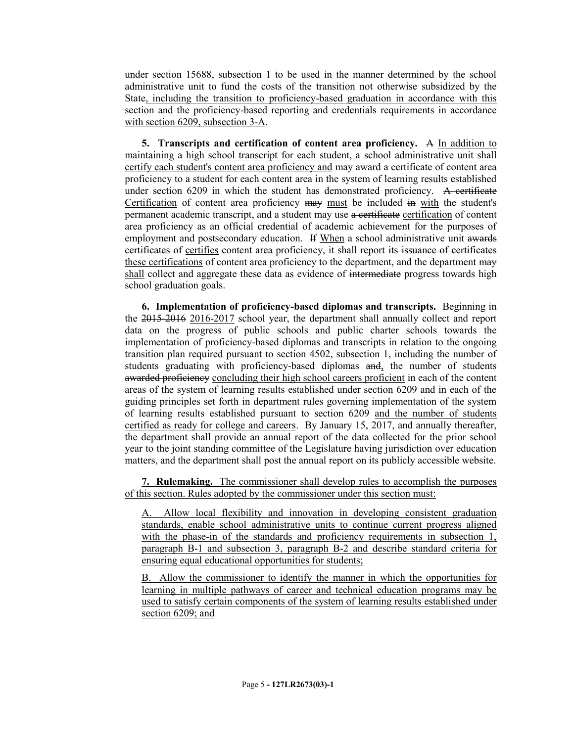under section 15688, subsection 1 to be used in the manner determined by the school administrative unit to fund the costs of the transition not otherwise subsidized by the State<u>, including the transition to proficiency-based graduation in accordance with this section and the proficiency-based reporting and credentials requirements in accordance with section 6209, subsection 3-A</u>.

**5. Transcripts and certification of content area proficiency.** ~~A~~ <u>In addition to maintaining a high school transcript for each student, a</u> school administrative unit <u>shall certify each student's content area proficiency and</u> may award a certificate of content area proficiency to a student for each content area in the system of learning results established under section 6209 in which the student has demonstrated proficiency. ~~A certificate~~ <u>Certification</u> of content area proficiency ~~may~~ <u>must</u> be included ~~in~~ <u>with</u> the student's permanent academic transcript, and a student may use ~~a certificate~~ <u>certification</u> of content area proficiency as an official credential of academic achievement for the purposes of employment and postsecondary education. ~~If~~ <u>When</u> a school administrative unit ~~awards certificates of~~ <u>certifies</u> content area proficiency, it shall report ~~its issuance of certificates~~ <u>these certifications</u> of content area proficiency to the department, and the department ~~may~~ <u>shall</u> collect and aggregate these data as evidence of ~~intermediate~~ progress towards high school graduation goals.

**6. Implementation of proficiency-based diplomas and transcripts.** Beginning in the ~~2015-2016~~ <u>2016-2017</u> school year, the department shall annually collect and report data on the progress of public schools and public charter schools towards the implementation of proficiency-based diplomas <u>and transcripts</u> in relation to the ongoing transition plan required pursuant to section 4502, subsection 1, including the number of students graduating with proficiency-based diplomas ~~and~~<u>,</u> the number of students ~~awarded proficiency~~ <u>concluding their high school careers proficient</u> in each of the content areas of the system of learning results established under section 6209 and in each of the guiding principles set forth in department rules governing implementation of the system of learning results established pursuant to section 6209 <u>and the number of students certified as ready for college and careers</u>. By January 15, 2017, and annually thereafter, the department shall provide an annual report of the data collected for the prior school year to the joint standing committee of the Legislature having jurisdiction over education matters, and the department shall post the annual report on its publicly accessible website.

<u>**7. Rulemaking.** The commissioner shall develop rules to accomplish the purposes of this section. Rules adopted by the commissioner under this section must:</u>

<u>A. Allow local flexibility and innovation in developing consistent graduation standards, enable school administrative units to continue current progress aligned with the phase-in of the standards and proficiency requirements in subsection 1, paragraph B-1 and subsection 3, paragraph B-2 and describe standard criteria for ensuring equal educational opportunities for students;</u>

<u>B. Allow the commissioner to identify the manner in which the opportunities for learning in multiple pathways of career and technical education programs may be used to satisfy certain components of the system of learning results established under section 6209; and</u>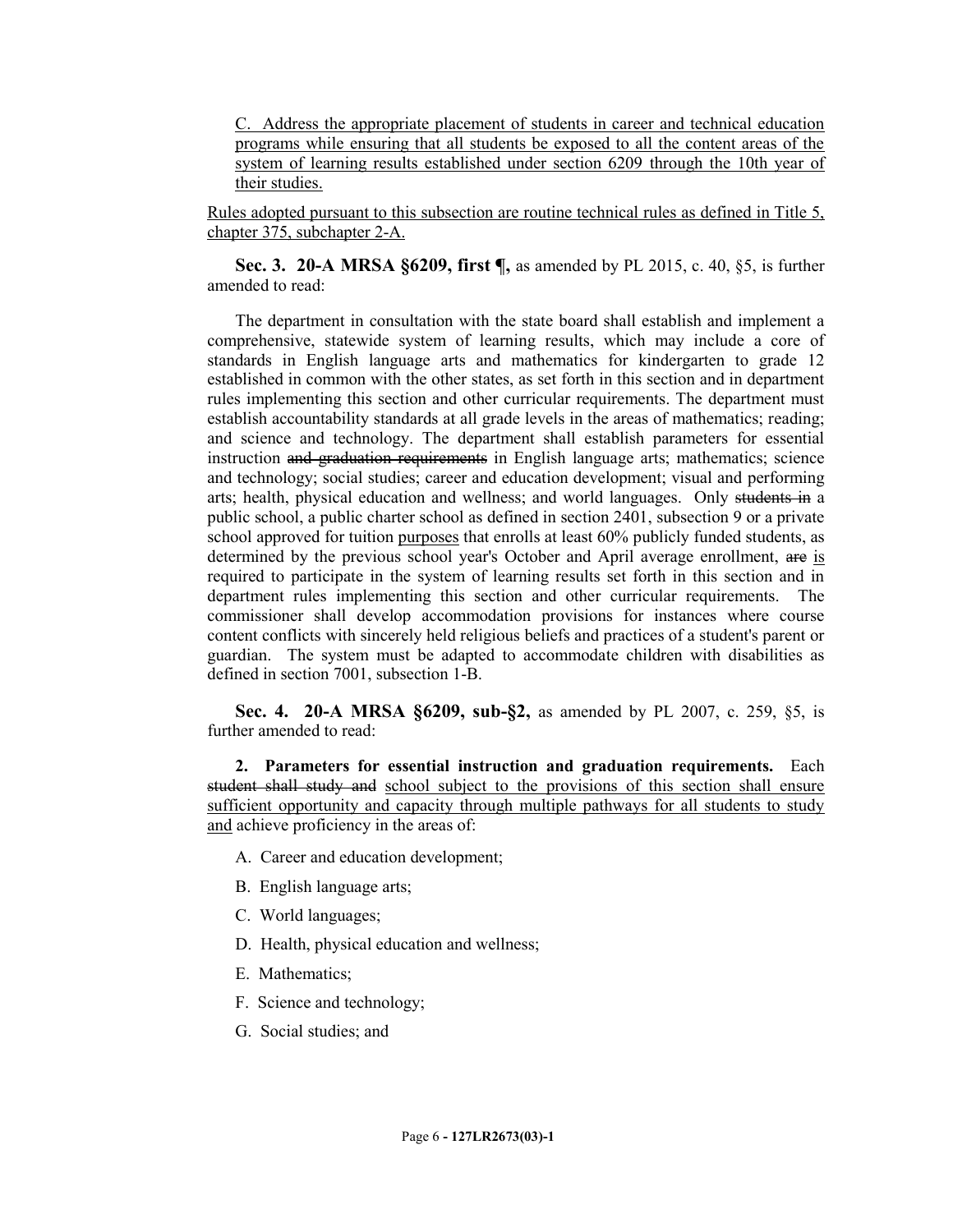<u>C. Address the appropriate placement of students in career and technical education programs while ensuring that all students be exposed to all the content areas of the system of learning results established under section 6209 through the 10th year of their studies.</u>

<u>Rules adopted pursuant to this subsection are routine technical rules as defined in Title 5, chapter 375, subchapter 2-A.</u>

**Sec. 3. 20-A MRSA §6209, first ¶,** as amended by PL 2015, c. 40, §5, is further amended to read:

The department in consultation with the state board shall establish and implement a comprehensive, statewide system of learning results, which may include a core of standards in English language arts and mathematics for kindergarten to grade 12 established in common with the other states, as set forth in this section and in department rules implementing this section and other curricular requirements. The department must establish accountability standards at all grade levels in the areas of mathematics; reading; and science and technology. The department shall establish parameters for essential instruction ~~and graduation requirements~~ in English language arts; mathematics; science and technology; social studies; career and education development; visual and performing arts; health, physical education and wellness; and world languages. Only ~~students in~~ a public school, a public charter school as defined in section 2401, subsection 9 or a private school approved for tuition <u>purposes</u> that enrolls at least 60% publicly funded students, as determined by the previous school year's October and April average enrollment, ~~are~~ <u>is</u> required to participate in the system of learning results set forth in this section and in department rules implementing this section and other curricular requirements. The commissioner shall develop accommodation provisions for instances where course content conflicts with sincerely held religious beliefs and practices of a student's parent or guardian. The system must be adapted to accommodate children with disabilities as defined in section 7001, subsection 1-B.

**Sec. 4. 20-A MRSA §6209, sub-§2,** as amended by PL 2007, c. 259, §5, is further amended to read:

**2. Parameters for essential instruction and graduation requirements.** Each ~~student shall study and~~ <u>school subject to the provisions of this section shall ensure sufficient opportunity and capacity through multiple pathways for all students to study and</u> achieve proficiency in the areas of:

A. Career and education development;

B. English language arts;

C. World languages;

D. Health, physical education and wellness;

E. Mathematics;

F. Science and technology;

G. Social studies; and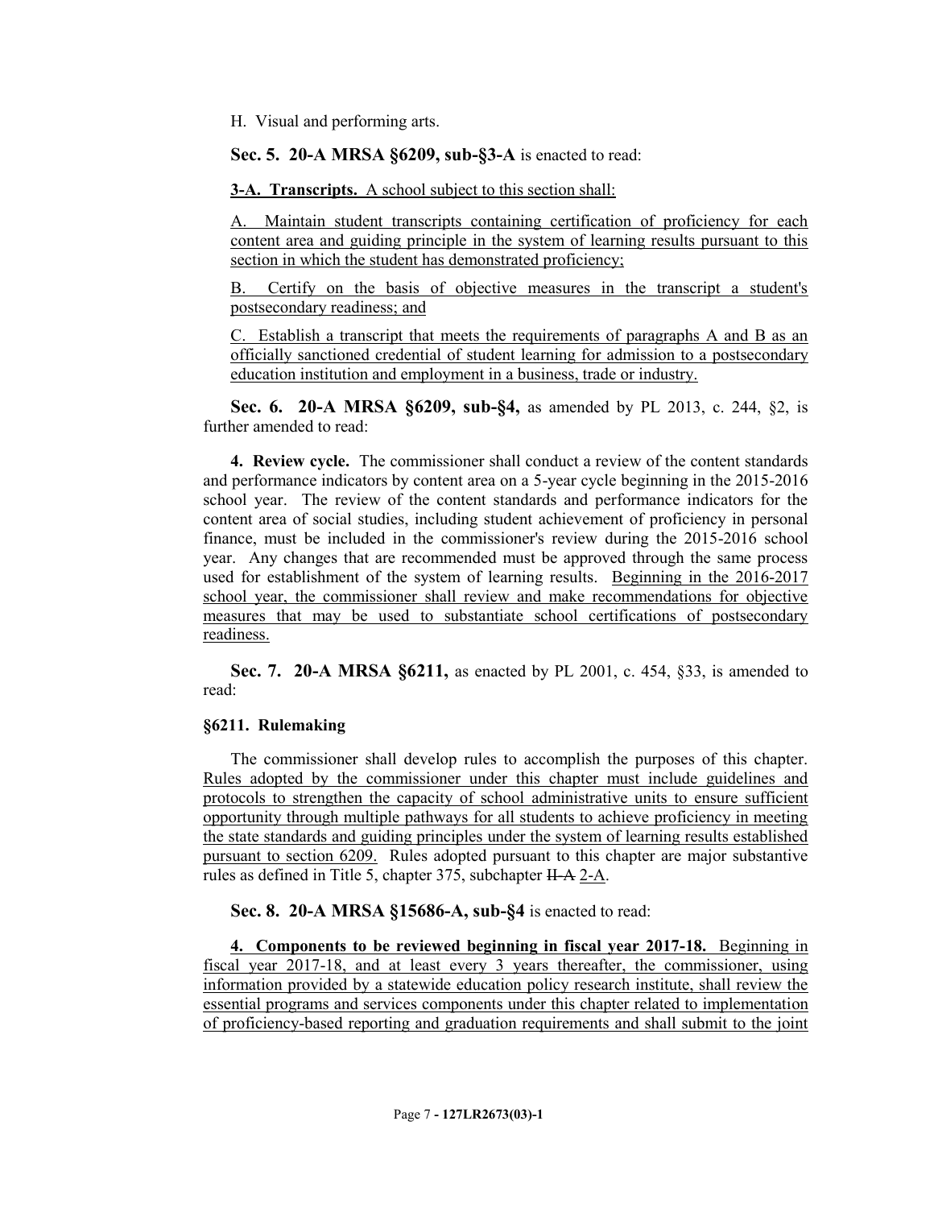H. Visual and performing arts.

**Sec. 5. 20-A MRSA §6209, sub-§3-A** is enacted to read:

**3-A. Transcripts.** A school subject to this section shall:

A. Maintain student transcripts containing certification of proficiency for each content area and guiding principle in the system of learning results pursuant to this section in which the student has demonstrated proficiency;

B. Certify on the basis of objective measures in the transcript a student's postsecondary readiness; and

C. Establish a transcript that meets the requirements of paragraphs A and B as an officially sanctioned credential of student learning for admission to a postsecondary education institution and employment in a business, trade or industry.

**Sec. 6. 20-A MRSA §6209, sub-§4,** as amended by PL 2013, c. 244, §2, is further amended to read:

**4. Review cycle.** The commissioner shall conduct a review of the content standards and performance indicators by content area on a 5-year cycle beginning in the 2015-2016 school year. The review of the content standards and performance indicators for the content area of social studies, including student achievement of proficiency in personal finance, must be included in the commissioner's review during the 2015-2016 school year. Any changes that are recommended must be approved through the same process used for establishment of the system of learning results. Beginning in the 2016-2017 school year, the commissioner shall review and make recommendations for objective measures that may be used to substantiate school certifications of postsecondary readiness.

**Sec. 7. 20-A MRSA §6211,** as enacted by PL 2001, c. 454, §33, is amended to read:

**§6211. Rulemaking**

The commissioner shall develop rules to accomplish the purposes of this chapter. Rules adopted by the commissioner under this chapter must include guidelines and protocols to strengthen the capacity of school administrative units to ensure sufficient opportunity through multiple pathways for all students to achieve proficiency in meeting the state standards and guiding principles under the system of learning results established pursuant to section 6209. Rules adopted pursuant to this chapter are major substantive rules as defined in Title 5, chapter 375, subchapter ~~II-A~~ 2-A.

**Sec. 8. 20-A MRSA §15686-A, sub-§4** is enacted to read:

**4. Components to be reviewed beginning in fiscal year 2017-18.** Beginning in fiscal year 2017-18, and at least every 3 years thereafter, the commissioner, using information provided by a statewide education policy research institute, shall review the essential programs and services components under this chapter related to implementation of proficiency-based reporting and graduation requirements and shall submit to the joint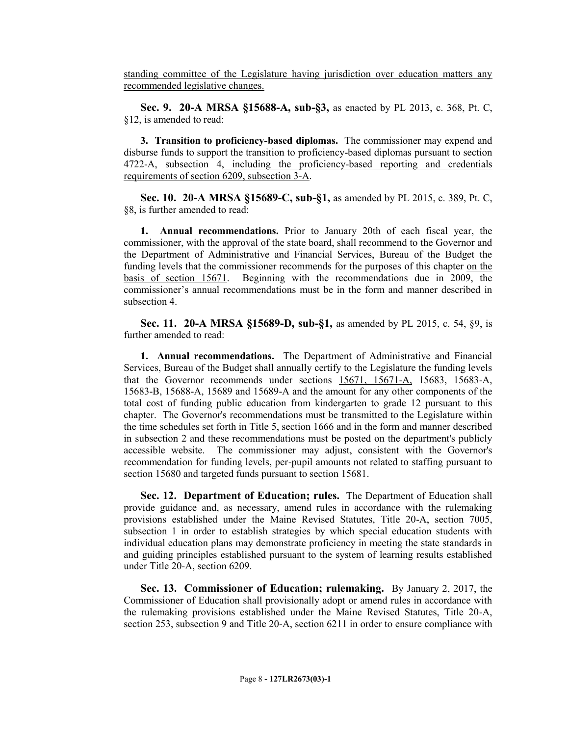standing committee of the Legislature having jurisdiction over education matters any recommended legislative changes.

**Sec. 9. 20-A MRSA §15688-A, sub-§3,** as enacted by PL 2013, c. 368, Pt. C, §12, is amended to read:

**3. Transition to proficiency-based diplomas.** The commissioner may expend and disburse funds to support the transition to proficiency-based diplomas pursuant to section 4722-A, subsection 4, including the proficiency-based reporting and credentials requirements of section 6209, subsection 3-A.

**Sec. 10. 20-A MRSA §15689-C, sub-§1,** as amended by PL 2015, c. 389, Pt. C, §8, is further amended to read:

**1. Annual recommendations.** Prior to January 20th of each fiscal year, the commissioner, with the approval of the state board, shall recommend to the Governor and the Department of Administrative and Financial Services, Bureau of the Budget the funding levels that the commissioner recommends for the purposes of this chapter on the basis of section 15671. Beginning with the recommendations due in 2009, the commissioner's annual recommendations must be in the form and manner described in subsection 4.

**Sec. 11. 20-A MRSA §15689-D, sub-§1,** as amended by PL 2015, c. 54, §9, is further amended to read:

**1. Annual recommendations.** The Department of Administrative and Financial Services, Bureau of the Budget shall annually certify to the Legislature the funding levels that the Governor recommends under sections 15671, 15671-A, 15683, 15683-A, 15683-B, 15688-A, 15689 and 15689-A and the amount for any other components of the total cost of funding public education from kindergarten to grade 12 pursuant to this chapter. The Governor's recommendations must be transmitted to the Legislature within the time schedules set forth in Title 5, section 1666 and in the form and manner described in subsection 2 and these recommendations must be posted on the department's publicly accessible website. The commissioner may adjust, consistent with the Governor's recommendation for funding levels, per-pupil amounts not related to staffing pursuant to section 15680 and targeted funds pursuant to section 15681.

**Sec. 12. Department of Education; rules.** The Department of Education shall provide guidance and, as necessary, amend rules in accordance with the rulemaking provisions established under the Maine Revised Statutes, Title 20-A, section 7005, subsection 1 in order to establish strategies by which special education students with individual education plans may demonstrate proficiency in meeting the state standards in and guiding principles established pursuant to the system of learning results established under Title 20-A, section 6209.

**Sec. 13. Commissioner of Education; rulemaking.** By January 2, 2017, the Commissioner of Education shall provisionally adopt or amend rules in accordance with the rulemaking provisions established under the Maine Revised Statutes, Title 20-A, section 253, subsection 9 and Title 20-A, section 6211 in order to ensure compliance with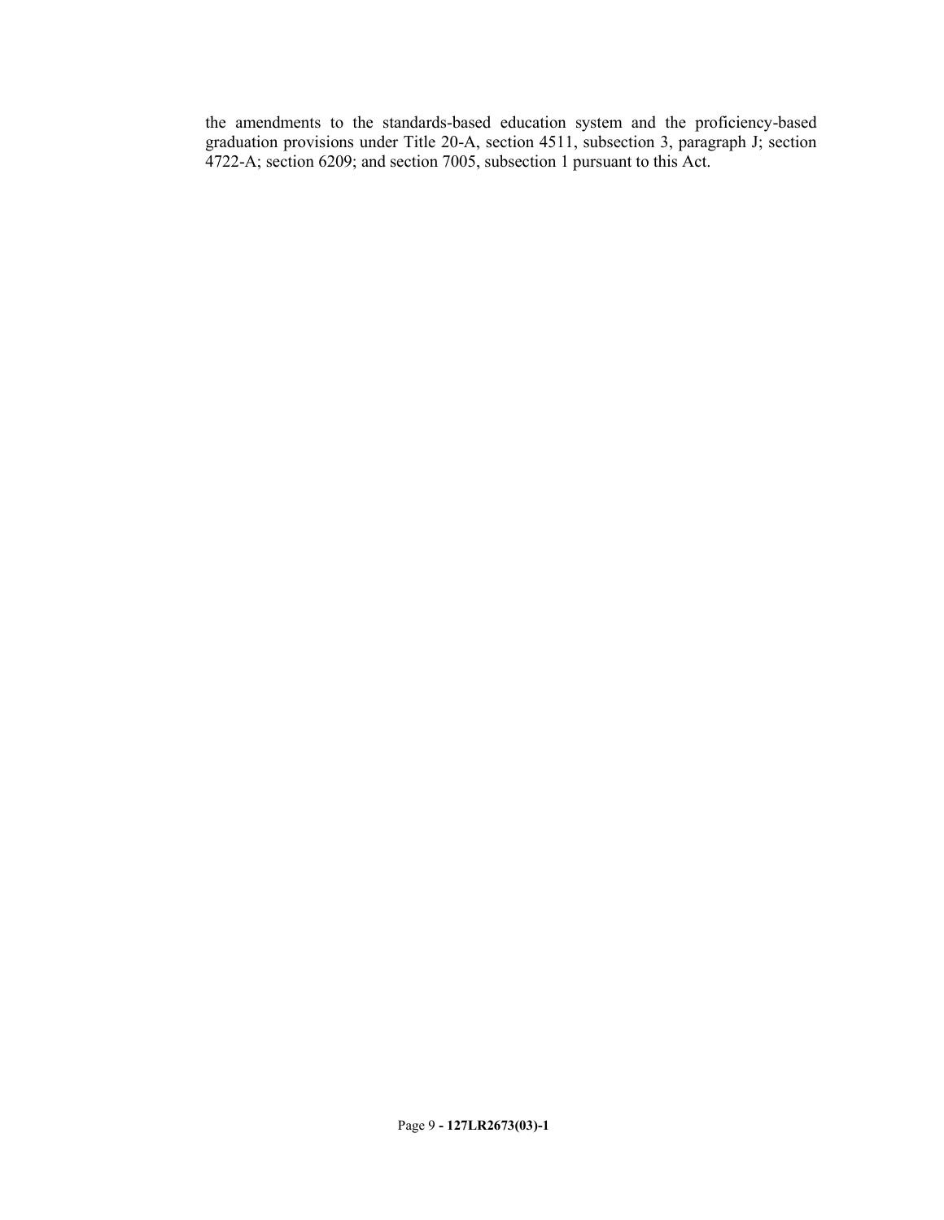the amendments to the standards-based education system and the proficiency-based graduation provisions under Title 20-A, section 4511, subsection 3, paragraph J; section 4722-A; section 6209; and section 7005, subsection 1 pursuant to this Act.